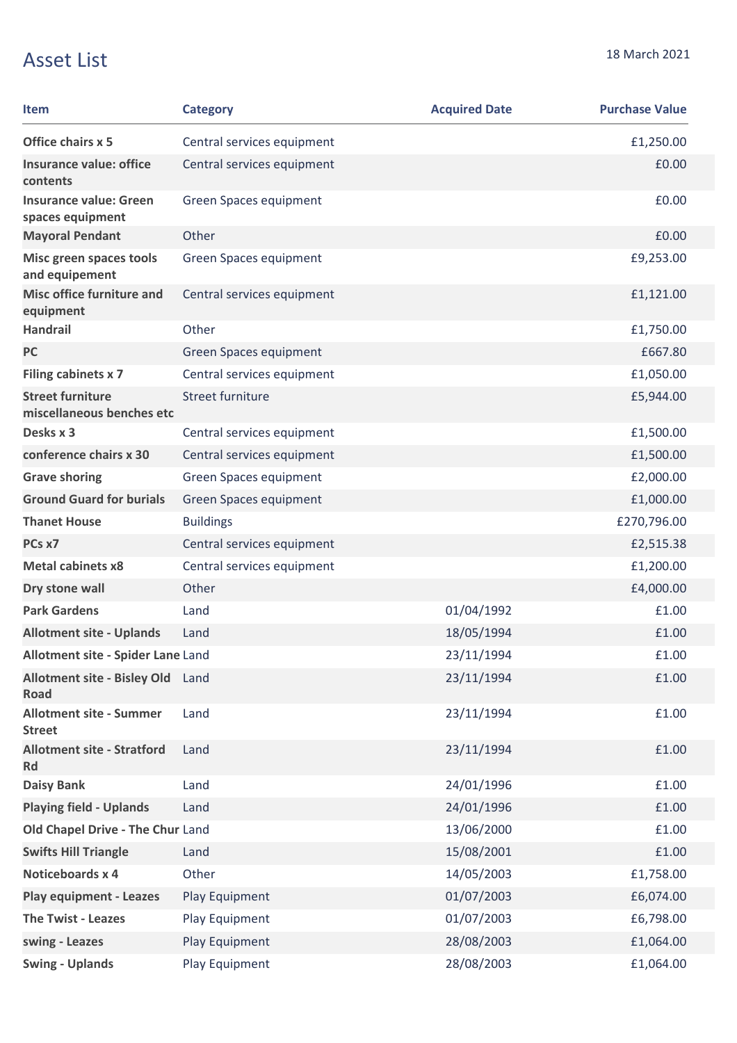# Asset List

18 March 2021

| Item | Category | Acquired Date | Purchase Value |
|---|---|---|---|
| **Office chairs x 5** | Central services equipment | | £1,250.00 |
| **Insurance value: office contents** | Central services equipment | | £0.00 |
| **Insurance value: Green spaces equipment** | Green Spaces equipment | | £0.00 |
| **Mayoral Pendant** | Other | | £0.00 |
| **Misc green spaces tools and equipement** | Green Spaces equipment | | £9,253.00 |
| **Misc office furniture and equipment** | Central services equipment | | £1,121.00 |
| **Handrail** | Other | | £1,750.00 |
| **PC** | Green Spaces equipment | | £667.80 |
| **Filing cabinets x 7** | Central services equipment | | £1,050.00 |
| **Street furniture miscellaneous benches etc** | Street furniture | | £5,944.00 |
| **Desks x 3** | Central services equipment | | £1,500.00 |
| **conference chairs x 30** | Central services equipment | | £1,500.00 |
| **Grave shoring** | Green Spaces equipment | | £2,000.00 |
| **Ground Guard for burials** | Green Spaces equipment | | £1,000.00 |
| **Thanet House** | Buildings | | £270,796.00 |
| **PCs x7** | Central services equipment | | £2,515.38 |
| **Metal cabinets x8** | Central services equipment | | £1,200.00 |
| **Dry stone wall** | Other | | £4,000.00 |
| **Park Gardens** | Land | 01/04/1992 | £1.00 |
| **Allotment site - Uplands** | Land | 18/05/1994 | £1.00 |
| **Allotment site - Spider Lane** | Land | 23/11/1994 | £1.00 |
| **Allotment site - Bisley Old Road** | Land | 23/11/1994 | £1.00 |
| **Allotment site - Summer Street** | Land | 23/11/1994 | £1.00 |
| **Allotment site - Stratford Rd** | Land | 23/11/1994 | £1.00 |
| **Daisy Bank** | Land | 24/01/1996 | £1.00 |
| **Playing field - Uplands** | Land | 24/01/1996 | £1.00 |
| **Old Chapel Drive - The Chur** | Land | 13/06/2000 | £1.00 |
| **Swifts Hill Triangle** | Land | 15/08/2001 | £1.00 |
| **Noticeboards x 4** | Other | 14/05/2003 | £1,758.00 |
| **Play equipment - Leazes** | Play Equipment | 01/07/2003 | £6,074.00 |
| **The Twist - Leazes** | Play Equipment | 01/07/2003 | £6,798.00 |
| **swing - Leazes** | Play Equipment | 28/08/2003 | £1,064.00 |
| **Swing - Uplands** | Play Equipment | 28/08/2003 | £1,064.00 |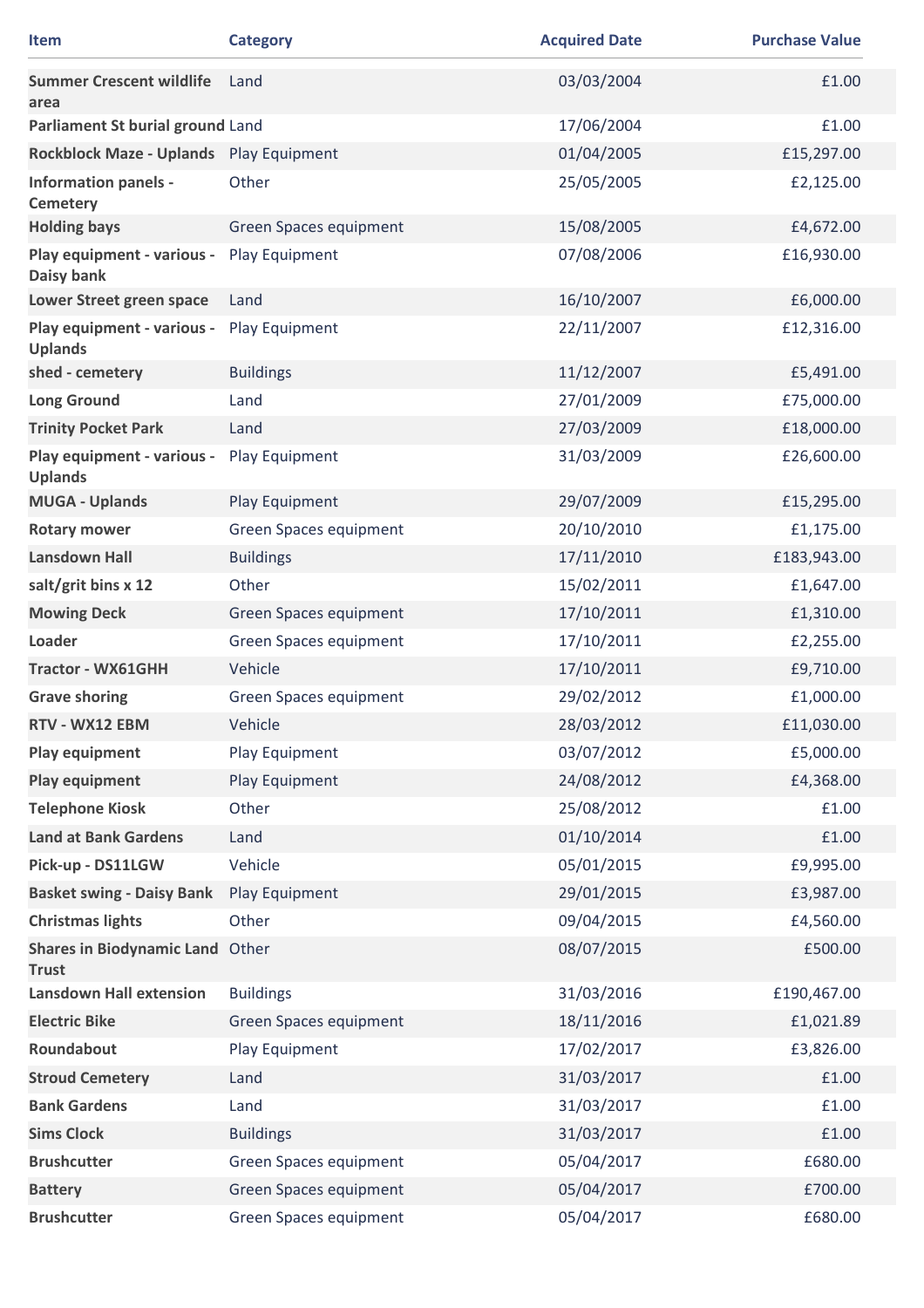| Item | Category | Acquired Date | Purchase Value |
| --- | --- | --- | --- |
| Summer Crescent wildlife area | Land | 03/03/2004 | £1.00 |
| Parliament St burial ground | Land | 17/06/2004 | £1.00 |
| Rockblock Maze - Uplands | Play Equipment | 01/04/2005 | £15,297.00 |
| Information panels - Cemetery | Other | 25/05/2005 | £2,125.00 |
| Holding bays | Green Spaces equipment | 15/08/2005 | £4,672.00 |
| Play equipment - various - Daisy bank | Play Equipment | 07/08/2006 | £16,930.00 |
| Lower Street green space | Land | 16/10/2007 | £6,000.00 |
| Play equipment - various - Uplands | Play Equipment | 22/11/2007 | £12,316.00 |
| shed - cemetery | Buildings | 11/12/2007 | £5,491.00 |
| Long Ground | Land | 27/01/2009 | £75,000.00 |
| Trinity Pocket Park | Land | 27/03/2009 | £18,000.00 |
| Play equipment - various - Uplands | Play Equipment | 31/03/2009 | £26,600.00 |
| MUGA - Uplands | Play Equipment | 29/07/2009 | £15,295.00 |
| Rotary mower | Green Spaces equipment | 20/10/2010 | £1,175.00 |
| Lansdown Hall | Buildings | 17/11/2010 | £183,943.00 |
| salt/grit bins x 12 | Other | 15/02/2011 | £1,647.00 |
| Mowing Deck | Green Spaces equipment | 17/10/2011 | £1,310.00 |
| Loader | Green Spaces equipment | 17/10/2011 | £2,255.00 |
| Tractor - WX61GHH | Vehicle | 17/10/2011 | £9,710.00 |
| Grave shoring | Green Spaces equipment | 29/02/2012 | £1,000.00 |
| RTV - WX12 EBM | Vehicle | 28/03/2012 | £11,030.00 |
| Play equipment | Play Equipment | 03/07/2012 | £5,000.00 |
| Play equipment | Play Equipment | 24/08/2012 | £4,368.00 |
| Telephone Kiosk | Other | 25/08/2012 | £1.00 |
| Land at Bank Gardens | Land | 01/10/2014 | £1.00 |
| Pick-up - DS11LGW | Vehicle | 05/01/2015 | £9,995.00 |
| Basket swing - Daisy Bank | Play Equipment | 29/01/2015 | £3,987.00 |
| Christmas lights | Other | 09/04/2015 | £4,560.00 |
| Shares in Biodynamic Land Trust | Other | 08/07/2015 | £500.00 |
| Lansdown Hall extension | Buildings | 31/03/2016 | £190,467.00 |
| Electric Bike | Green Spaces equipment | 18/11/2016 | £1,021.89 |
| Roundabout | Play Equipment | 17/02/2017 | £3,826.00 |
| Stroud Cemetery | Land | 31/03/2017 | £1.00 |
| Bank Gardens | Land | 31/03/2017 | £1.00 |
| Sims Clock | Buildings | 31/03/2017 | £1.00 |
| Brushcutter | Green Spaces equipment | 05/04/2017 | £680.00 |
| Battery | Green Spaces equipment | 05/04/2017 | £700.00 |
| Brushcutter | Green Spaces equipment | 05/04/2017 | £680.00 |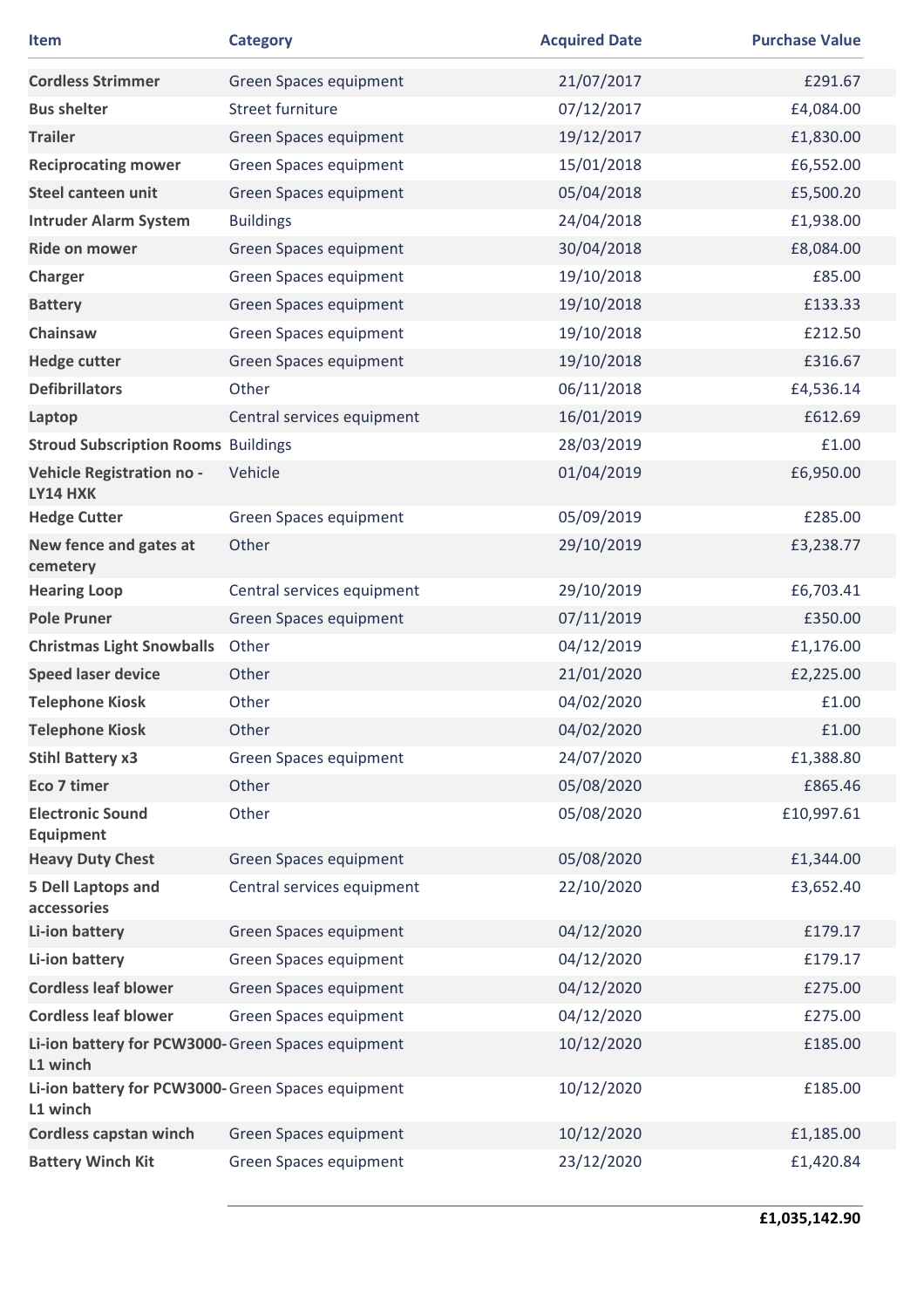| Item | Category | Acquired Date | Purchase Value |
| --- | --- | --- | --- |
| **Cordless Strimmer** | Green Spaces equipment | 21/07/2017 | £291.67 |
| **Bus shelter** | Street furniture | 07/12/2017 | £4,084.00 |
| **Trailer** | Green Spaces equipment | 19/12/2017 | £1,830.00 |
| **Reciprocating mower** | Green Spaces equipment | 15/01/2018 | £6,552.00 |
| **Steel canteen unit** | Green Spaces equipment | 05/04/2018 | £5,500.20 |
| **Intruder Alarm System** | Buildings | 24/04/2018 | £1,938.00 |
| **Ride on mower** | Green Spaces equipment | 30/04/2018 | £8,084.00 |
| **Charger** | Green Spaces equipment | 19/10/2018 | £85.00 |
| **Battery** | Green Spaces equipment | 19/10/2018 | £133.33 |
| **Chainsaw** | Green Spaces equipment | 19/10/2018 | £212.50 |
| **Hedge cutter** | Green Spaces equipment | 19/10/2018 | £316.67 |
| **Defibrillators** | Other | 06/11/2018 | £4,536.14 |
| **Laptop** | Central services equipment | 16/01/2019 | £612.69 |
| **Stroud Subscription Rooms** | Buildings | 28/03/2019 | £1.00 |
| **Vehicle Registration no - LY14 HXK** | Vehicle | 01/04/2019 | £6,950.00 |
| **Hedge Cutter** | Green Spaces equipment | 05/09/2019 | £285.00 |
| **New fence and gates at cemetery** | Other | 29/10/2019 | £3,238.77 |
| **Hearing Loop** | Central services equipment | 29/10/2019 | £6,703.41 |
| **Pole Pruner** | Green Spaces equipment | 07/11/2019 | £350.00 |
| **Christmas Light Snowballs** | Other | 04/12/2019 | £1,176.00 |
| **Speed laser device** | Other | 21/01/2020 | £2,225.00 |
| **Telephone Kiosk** | Other | 04/02/2020 | £1.00 |
| **Telephone Kiosk** | Other | 04/02/2020 | £1.00 |
| **Stihl Battery x3** | Green Spaces equipment | 24/07/2020 | £1,388.80 |
| **Eco 7 timer** | Other | 05/08/2020 | £865.46 |
| **Electronic Sound Equipment** | Other | 05/08/2020 | £10,997.61 |
| **Heavy Duty Chest** | Green Spaces equipment | 05/08/2020 | £1,344.00 |
| **5 Dell Laptops and accessories** | Central services equipment | 22/10/2020 | £3,652.40 |
| **Li-ion battery** | Green Spaces equipment | 04/12/2020 | £179.17 |
| **Li-ion battery** | Green Spaces equipment | 04/12/2020 | £179.17 |
| **Cordless leaf blower** | Green Spaces equipment | 04/12/2020 | £275.00 |
| **Cordless leaf blower** | Green Spaces equipment | 04/12/2020 | £275.00 |
| **Li-ion battery for PCW3000-L1 winch** | Green Spaces equipment | 10/12/2020 | £185.00 |
| **Li-ion battery for PCW3000-L1 winch** | Green Spaces equipment | 10/12/2020 | £185.00 |
| **Cordless capstan winch** | Green Spaces equipment | 10/12/2020 | £1,185.00 |
| **Battery Winch Kit** | Green Spaces equipment | 23/12/2020 | £1,420.84 |
| | | | **£1,035,142.90** |